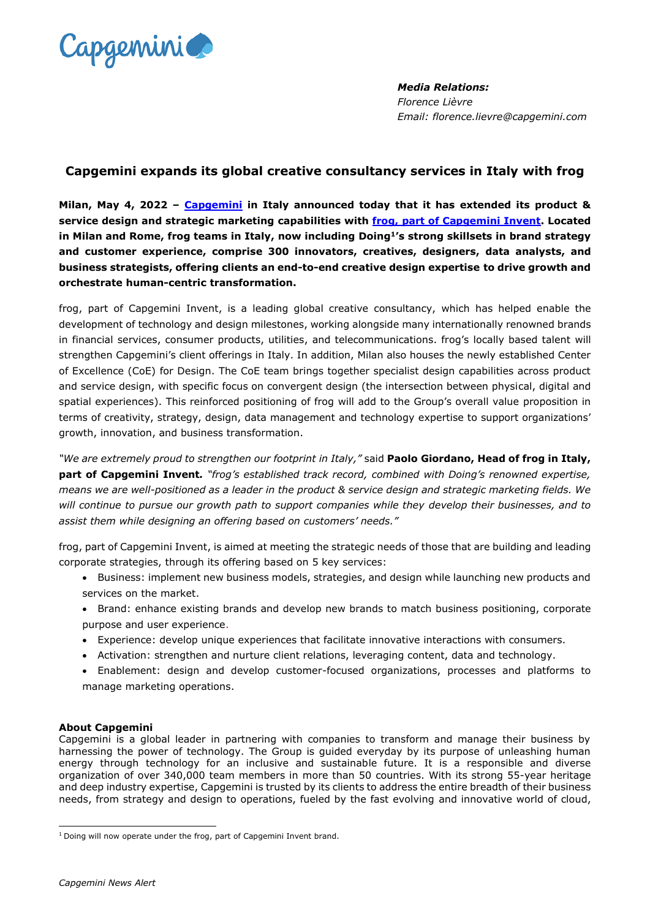*Media Relations:*
*Florence Lièvre*
*Email: florence.lievre@capgemini.com*

# Capgemini expands its global creative consultancy services in Italy with frog

**Milan, May 4, 2022 – Capgemini in Italy announced today that it has extended its product & service design and strategic marketing capabilities with frog, part of Capgemini Invent. Located in Milan and Rome, frog teams in Italy, now including Doing[1]'s strong skillsets in brand strategy and customer experience, comprise 300 innovators, creatives, designers, data analysts, and business strategists, offering clients an end-to-end creative design expertise to drive growth and orchestrate human-centric transformation.**

frog, part of Capgemini Invent, is a leading global creative consultancy, which has helped enable the development of technology and design milestones, working alongside many internationally renowned brands in financial services, consumer products, utilities, and telecommunications. frog's locally based talent will strengthen Capgemini's client offerings in Italy. In addition, Milan also houses the newly established Center of Excellence (CoE) for Design. The CoE team brings together specialist design capabilities across product and service design, with specific focus on convergent design (the intersection between physical, digital and spatial experiences). This reinforced positioning of frog will add to the Group's overall value proposition in terms of creativity, strategy, design, data management and technology expertise to support organizations' growth, innovation, and business transformation.

*"We are extremely proud to strengthen our footprint in Italy,"* said **Paolo Giordano, Head of frog in Italy, part of Capgemini Invent.** *"frog's established track record, combined with Doing's renowned expertise, means we are well-positioned as a leader in the product & service design and strategic marketing fields. We will continue to pursue our growth path to support companies while they develop their businesses, and to assist them while designing an offering based on customers' needs."*

frog, part of Capgemini Invent, is aimed at meeting the strategic needs of those that are building and leading corporate strategies, through its offering based on 5 key services:

- Business: implement new business models, strategies, and design while launching new products and services on the market.
- Brand: enhance existing brands and develop new brands to match business positioning, corporate purpose and user experience.
- Experience: develop unique experiences that facilitate innovative interactions with consumers.
- Activation: strengthen and nurture client relations, leveraging content, data and technology.
- Enablement: design and develop customer-focused organizations, processes and platforms to manage marketing operations.

**About Capgemini**
Capgemini is a global leader in partnering with companies to transform and manage their business by harnessing the power of technology. The Group is guided everyday by its purpose of unleashing human energy through technology for an inclusive and sustainable future. It is a responsible and diverse organization of over 340,000 team members in more than 50 countries. With its strong 55-year heritage and deep industry expertise, Capgemini is trusted by its clients to address the entire breadth of their business needs, from strategy and design to operations, fueled by the fast evolving and innovative world of cloud,

[1] Doing will now operate under the frog, part of Capgemini Invent brand.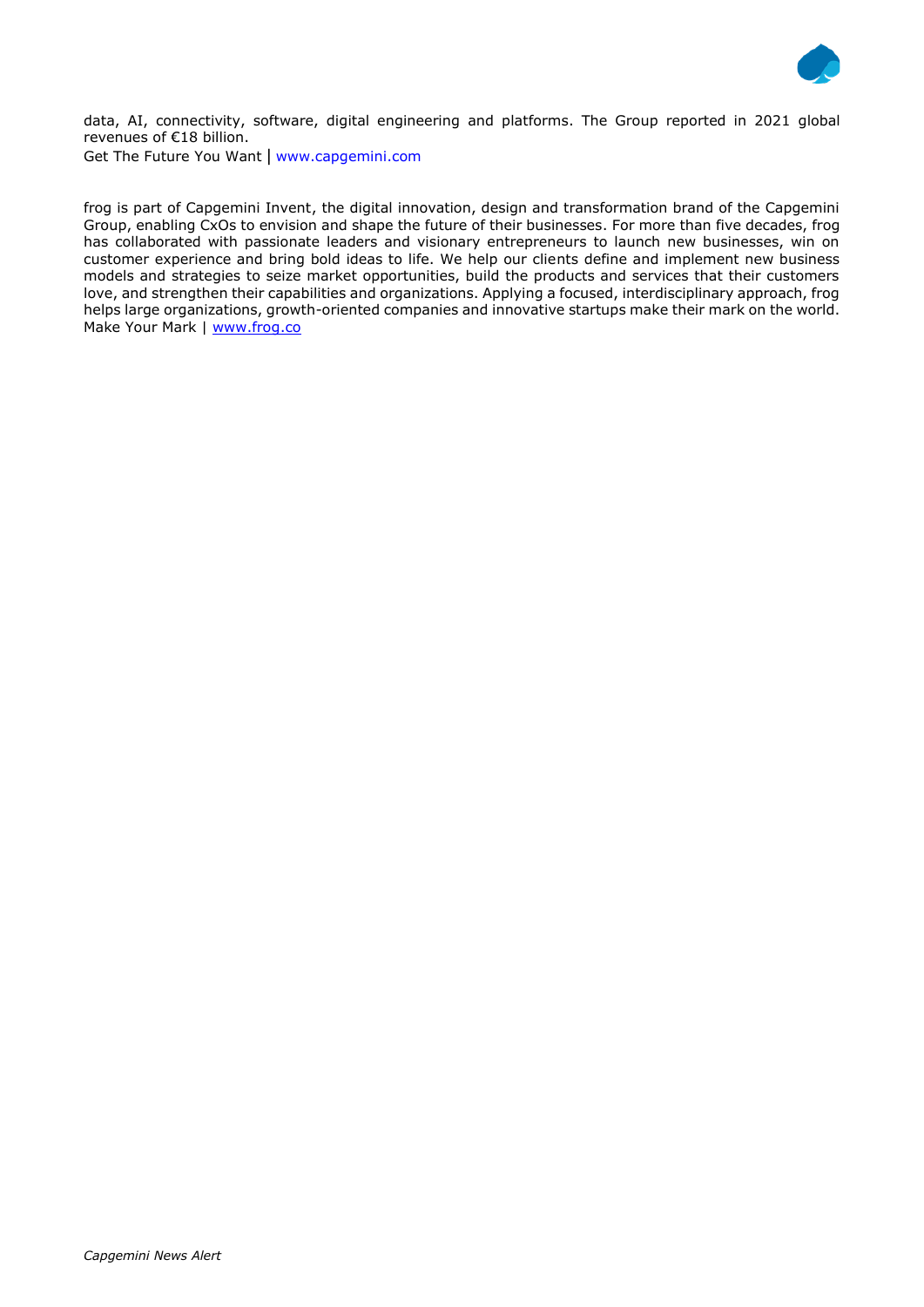data, AI, connectivity, software, digital engineering and platforms. The Group reported in 2021 global revenues of €18 billion.
Get The Future You Want | www.capgemini.com

frog is part of Capgemini Invent, the digital innovation, design and transformation brand of the Capgemini Group, enabling CxOs to envision and shape the future of their businesses. For more than five decades, frog has collaborated with passionate leaders and visionary entrepreneurs to launch new businesses, win on customer experience and bring bold ideas to life. We help our clients define and implement new business models and strategies to seize market opportunities, build the products and services that their customers love, and strengthen their capabilities and organizations. Applying a focused, interdisciplinary approach, frog helps large organizations, growth-oriented companies and innovative startups make their mark on the world.
Make Your Mark | [www.frog.co](http://www.frog.co)